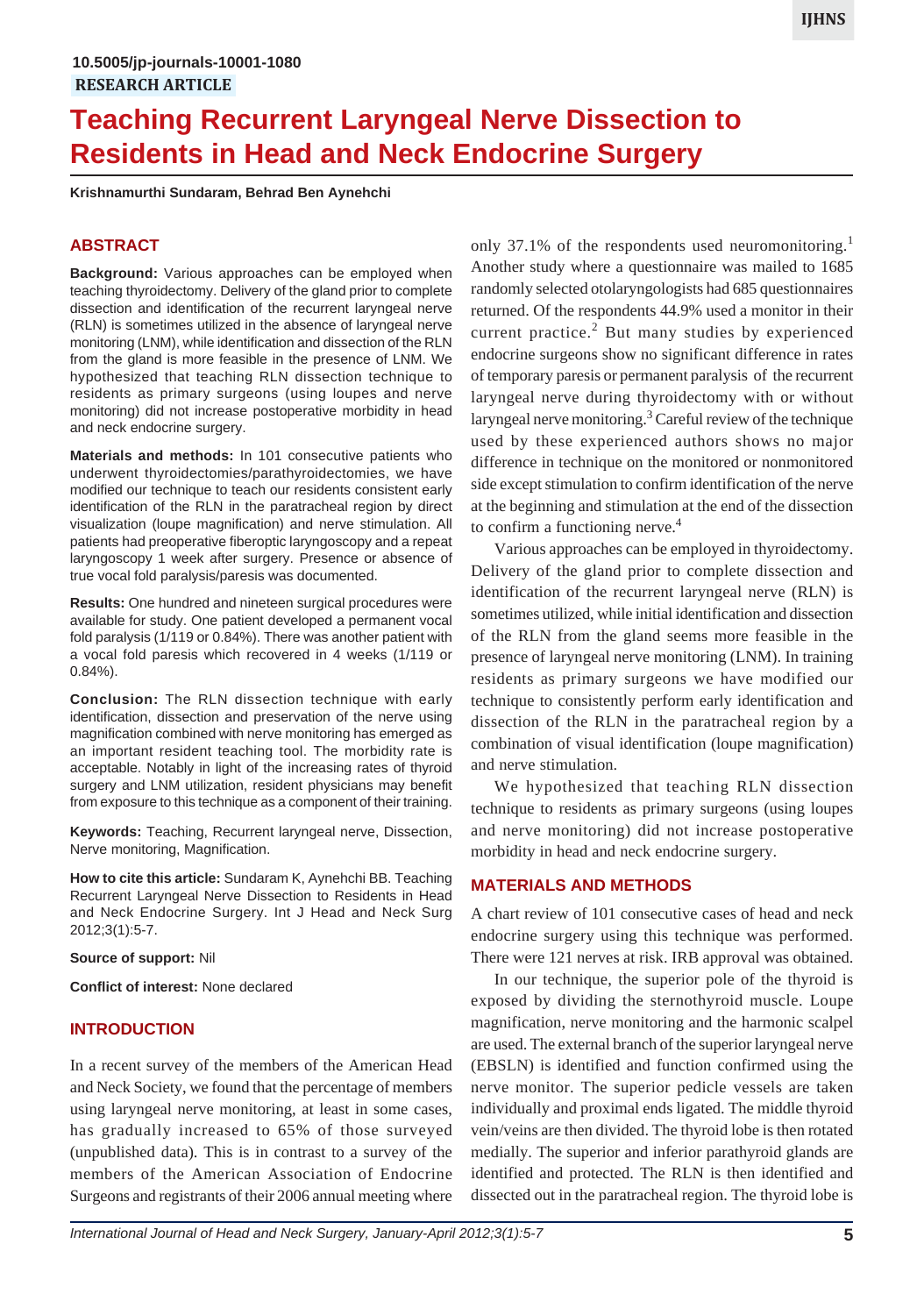10.5005/jp-journals-10001-1080

RESEARCH ARTICLE

# Teaching Recurrent Laryngeal Nerve Dissection to Residents in Head and Neck Endocrine Surgery

**Krishnamurthi Sundaram, Behrad Ben Aynehchi**

## ABSTRACT

**Background:** Various approaches can be employed when teaching thyroidectomy. Delivery of the gland prior to complete dissection and identification of the recurrent laryngeal nerve (RLN) is sometimes utilized in the absence of laryngeal nerve monitoring (LNM), while identification and dissection of the RLN from the gland is more feasible in the presence of LNM. We hypothesized that teaching RLN dissection technique to residents as primary surgeons (using loupes and nerve monitoring) did not increase postoperative morbidity in head and neck endocrine surgery.

**Materials and methods:** In 101 consecutive patients who underwent thyroidectomies/parathyroidectomies, we have modified our technique to teach our residents consistent early identification of the RLN in the paratracheal region by direct visualization (loupe magnification) and nerve stimulation. All patients had preoperative fiberoptic laryngoscopy and a repeat laryngoscopy 1 week after surgery. Presence or absence of true vocal fold paralysis/paresis was documented.

**Results:** One hundred and nineteen surgical procedures were available for study. One patient developed a permanent vocal fold paralysis (1/119 or 0.84%). There was another patient with a vocal fold paresis which recovered in 4 weeks (1/119 or 0.84%).

**Conclusion:** The RLN dissection technique with early identification, dissection and preservation of the nerve using magnification combined with nerve monitoring has emerged as an important resident teaching tool. The morbidity rate is acceptable. Notably in light of the increasing rates of thyroid surgery and LNM utilization, resident physicians may benefit from exposure to this technique as a component of their training.

**Keywords:** Teaching, Recurrent laryngeal nerve, Dissection, Nerve monitoring, Magnification.

**How to cite this article:** Sundaram K, Aynehchi BB. Teaching Recurrent Laryngeal Nerve Dissection to Residents in Head and Neck Endocrine Surgery. Int J Head and Neck Surg 2012;3(1):5-7.

**Source of support:** Nil

**Conflict of interest:** None declared

## INTRODUCTION

In a recent survey of the members of the American Head and Neck Society, we found that the percentage of members using laryngeal nerve monitoring, at least in some cases, has gradually increased to 65% of those surveyed (unpublished data). This is in contrast to a survey of the members of the American Association of Endocrine Surgeons and registrants of their 2006 annual meeting where only 37.1% of the respondents used neuromonitoring.[1] Another study where a questionnaire was mailed to 1685 randomly selected otolaryngologists had 685 questionnaires returned. Of the respondents 44.9% used a monitor in their current practice.[2] But many studies by experienced endocrine surgeons show no significant difference in rates of temporary paresis or permanent paralysis of the recurrent laryngeal nerve during thyroidectomy with or without laryngeal nerve monitoring.[3] Careful review of the technique used by these experienced authors shows no major difference in technique on the monitored or nonmonitored side except stimulation to confirm identification of the nerve at the beginning and stimulation at the end of the dissection to confirm a functioning nerve.[4]

Various approaches can be employed in thyroidectomy. Delivery of the gland prior to complete dissection and identification of the recurrent laryngeal nerve (RLN) is sometimes utilized, while initial identification and dissection of the RLN from the gland seems more feasible in the presence of laryngeal nerve monitoring (LNM). In training residents as primary surgeons we have modified our technique to consistently perform early identification and dissection of the RLN in the paratracheal region by a combination of visual identification (loupe magnification) and nerve stimulation.

We hypothesized that teaching RLN dissection technique to residents as primary surgeons (using loupes and nerve monitoring) did not increase postoperative morbidity in head and neck endocrine surgery.

## MATERIALS AND METHODS

A chart review of 101 consecutive cases of head and neck endocrine surgery using this technique was performed. There were 121 nerves at risk. IRB approval was obtained.

In our technique, the superior pole of the thyroid is exposed by dividing the sternothyroid muscle. Loupe magnification, nerve monitoring and the harmonic scalpel are used. The external branch of the superior laryngeal nerve (EBSLN) is identified and function confirmed using the nerve monitor. The superior pedicle vessels are taken individually and proximal ends ligated. The middle thyroid vein/veins are then divided. The thyroid lobe is then rotated medially. The superior and inferior parathyroid glands are identified and protected. The RLN is then identified and dissected out in the paratracheal region. The thyroid lobe is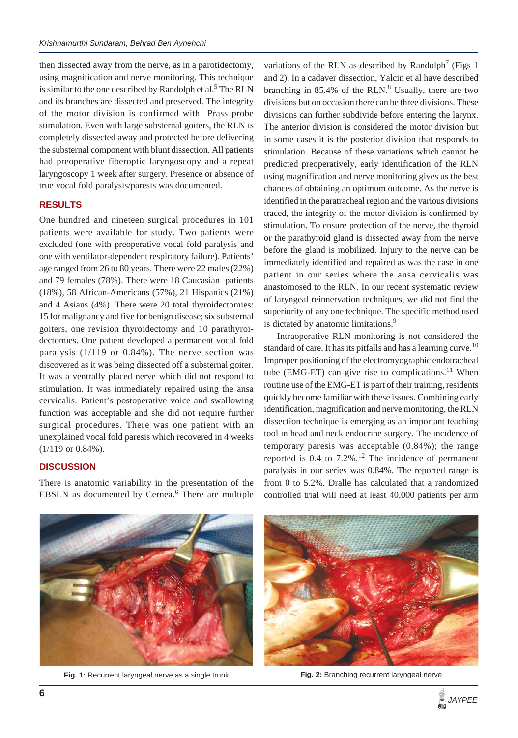then dissected away from the nerve, as in a parotidectomy, using magnification and nerve monitoring. This technique is similar to the one described by Randolph et al.[5] The RLN and its branches are dissected and preserved. The integrity of the motor division is confirmed with Prass probe stimulation. Even with large substernal goiters, the RLN is completely dissected away and protected before delivering the substernal component with blunt dissection. All patients had preoperative fiberoptic laryngoscopy and a repeat laryngoscopy 1 week after surgery. Presence or absence of true vocal fold paralysis/paresis was documented.

## RESULTS

One hundred and nineteen surgical procedures in 101 patients were available for study. Two patients were excluded (one with preoperative vocal fold paralysis and one with ventilator-dependent respiratory failure). Patients' age ranged from 26 to 80 years. There were 22 males (22%) and 79 females (78%). There were 18 Caucasian patients (18%), 58 African-Americans (57%), 21 Hispanics (21%) and 4 Asians (4%). There were 20 total thyroidectomies: 15 for malignancy and five for benign disease; six substernal goiters, one revision thyroidectomy and 10 parathyroidectomies. One patient developed a permanent vocal fold paralysis (1/119 or 0.84%). The nerve section was discovered as it was being dissected off a substernal goiter. It was a ventrally placed nerve which did not respond to stimulation. It was immediately repaired using the ansa cervicalis. Patient's postoperative voice and swallowing function was acceptable and she did not require further surgical procedures. There was one patient with an unexplained vocal fold paresis which recovered in 4 weeks (1/119 or 0.84%).

## DISCUSSION

There is anatomic variability in the presentation of the EBSLN as documented by Cernea.[6] There are multiple variations of the RLN as described by Randolph[7] (Figs 1 and 2). In a cadaver dissection, Yalcin et al have described branching in 85.4% of the RLN.[8] Usually, there are two divisions but on occasion there can be three divisions. These divisions can further subdivide before entering the larynx. The anterior division is considered the motor division but in some cases it is the posterior division that responds to stimulation. Because of these variations which cannot be predicted preoperatively, early identification of the RLN using magnification and nerve monitoring gives us the best chances of obtaining an optimum outcome. As the nerve is identified in the paratracheal region and the various divisions traced, the integrity of the motor division is confirmed by stimulation. To ensure protection of the nerve, the thyroid or the parathyroid gland is dissected away from the nerve before the gland is mobilized. Injury to the nerve can be immediately identified and repaired as was the case in one patient in our series where the ansa cervicalis was anastomosed to the RLN. In our recent systematic review of laryngeal reinnervation techniques, we did not find the superiority of any one technique. The specific method used is dictated by anatomic limitations.[9]

Intraoperative RLN monitoring is not considered the standard of care. It has its pitfalls and has a learning curve.[10] Improper positioning of the electromyographic endotracheal tube (EMG-ET) can give rise to complications.[11] When routine use of the EMG-ET is part of their training, residents quickly become familiar with these issues. Combining early identification, magnification and nerve monitoring, the RLN dissection technique is emerging as an important teaching tool in head and neck endocrine surgery. The incidence of temporary paresis was acceptable (0.84%); the range reported is 0.4 to 7.2%.[12] The incidence of permanent paralysis in our series was 0.84%. The reported range is from 0 to 5.2%. Dralle has calculated that a randomized controlled trial will need at least 40,000 patients per arm

**Fig. 1:** Recurrent laryngeal nerve as a single trunk

**Fig. 2:** Branching recurrent laryngeal nerve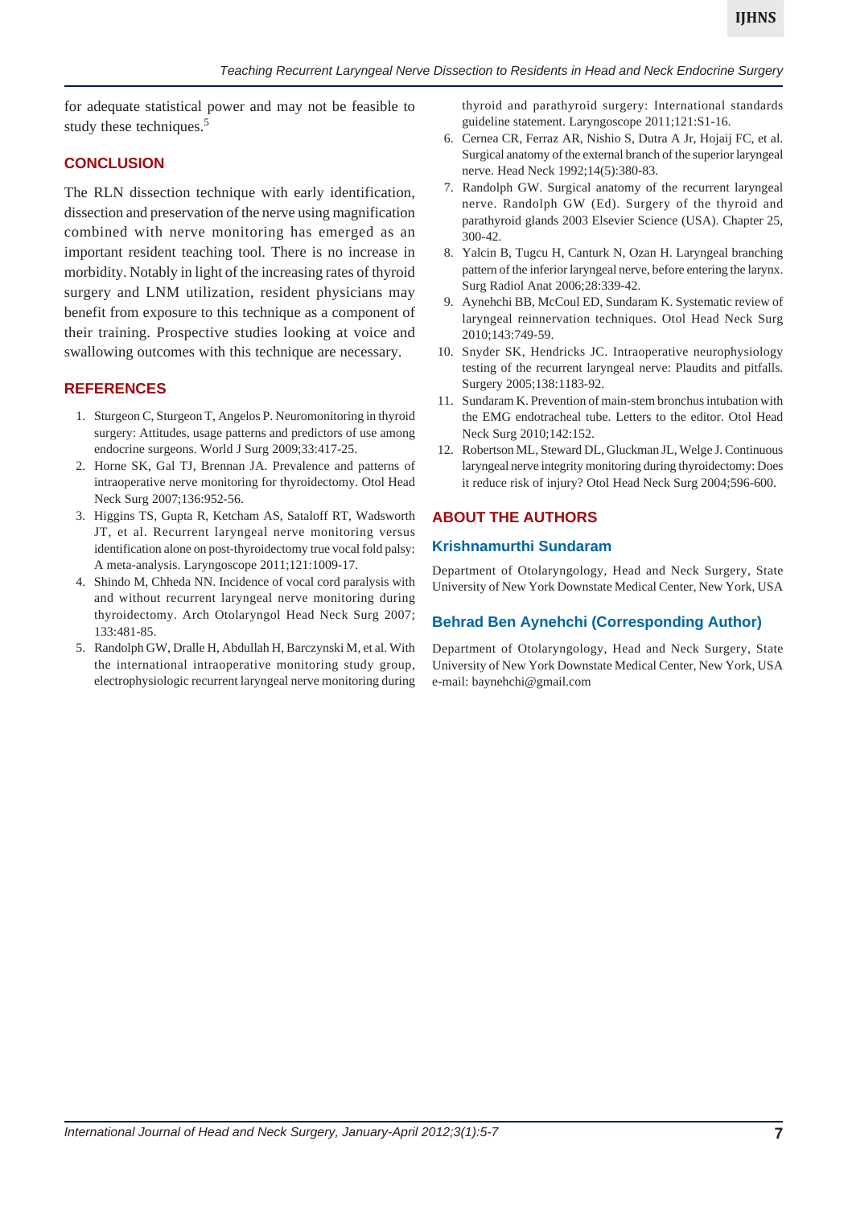for adequate statistical power and may not be feasible to study these techniques.[5]

## CONCLUSION

The RLN dissection technique with early identification, dissection and preservation of the nerve using magnification combined with nerve monitoring has emerged as an important resident teaching tool. There is no increase in morbidity. Notably in light of the increasing rates of thyroid surgery and LNM utilization, resident physicians may benefit from exposure to this technique as a component of their training. Prospective studies looking at voice and swallowing outcomes with this technique are necessary.

## REFERENCES

1. Sturgeon C, Sturgeon T, Angelos P. Neuromonitoring in thyroid surgery: Attitudes, usage patterns and predictors of use among endocrine surgeons. World J Surg 2009;33:417-25.
2. Horne SK, Gal TJ, Brennan JA. Prevalence and patterns of intraoperative nerve monitoring for thyroidectomy. Otol Head Neck Surg 2007;136:952-56.
3. Higgins TS, Gupta R, Ketcham AS, Sataloff RT, Wadsworth JT, et al. Recurrent laryngeal nerve monitoring versus identification alone on post-thyroidectomy true vocal fold palsy: A meta-analysis. Laryngoscope 2011;121:1009-17.
4. Shindo M, Chheda NN. Incidence of vocal cord paralysis with and without recurrent laryngeal nerve monitoring during thyroidectomy. Arch Otolaryngol Head Neck Surg 2007; 133:481-85.
5. Randolph GW, Dralle H, Abdullah H, Barczynski M, et al. With the international intraoperative monitoring study group, electrophysiologic recurrent laryngeal nerve monitoring during thyroid and parathyroid surgery: International standards guideline statement. Laryngoscope 2011;121:S1-16.
6. Cernea CR, Ferraz AR, Nishio S, Dutra A Jr, Hojaij FC, et al. Surgical anatomy of the external branch of the superior laryngeal nerve. Head Neck 1992;14(5):380-83.
7. Randolph GW. Surgical anatomy of the recurrent laryngeal nerve. Randolph GW (Ed). Surgery of the thyroid and parathyroid glands 2003 Elsevier Science (USA). Chapter 25, 300-42.
8. Yalcin B, Tugcu H, Canturk N, Ozan H. Laryngeal branching pattern of the inferior laryngeal nerve, before entering the larynx. Surg Radiol Anat 2006;28:339-42.
9. Aynehchi BB, McCoul ED, Sundaram K. Systematic review of laryngeal reinnervation techniques. Otol Head Neck Surg 2010;143:749-59.
10. Snyder SK, Hendricks JC. Intraoperative neurophysiology testing of the recurrent laryngeal nerve: Plaudits and pitfalls. Surgery 2005;138:1183-92.
11. Sundaram K. Prevention of main-stem bronchus intubation with the EMG endotracheal tube. Letters to the editor. Otol Head Neck Surg 2010;142:152.
12. Robertson ML, Steward DL, Gluckman JL, Welge J. Continuous laryngeal nerve integrity monitoring during thyroidectomy: Does it reduce risk of injury? Otol Head Neck Surg 2004;596-600.

## ABOUT THE AUTHORS

### Krishnamurthi Sundaram

Department of Otolaryngology, Head and Neck Surgery, State University of New York Downstate Medical Center, New York, USA

### Behrad Ben Aynehchi (Corresponding Author)

Department of Otolaryngology, Head and Neck Surgery, State University of New York Downstate Medical Center, New York, USA
e-mail: baynehchi@gmail.com